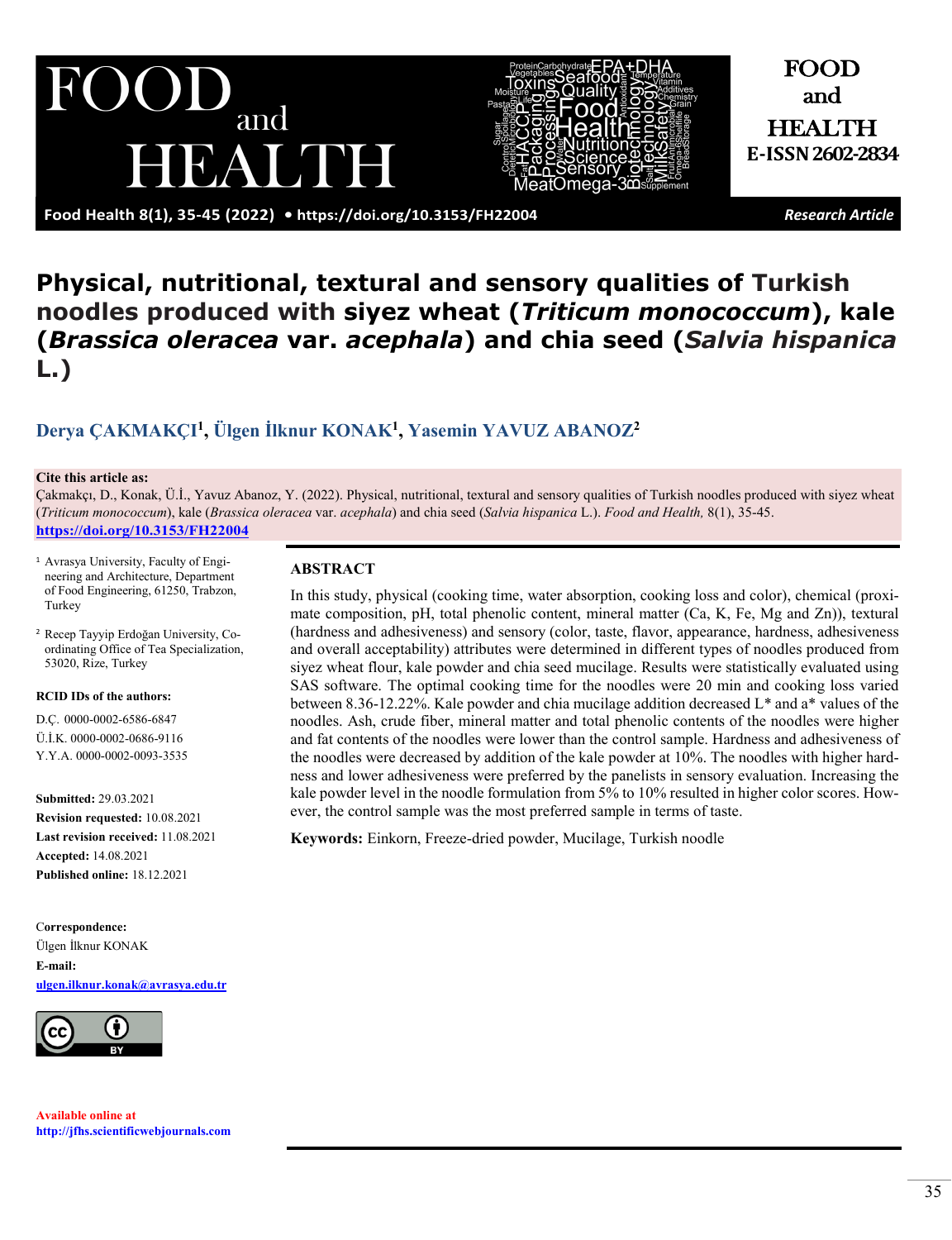# Physical, nutritional, textural and sensory qualities of Turkish noodles produced with siyez wheat (*Triticum monococcum*), kale (*Brassica oleracea* var. *acephala*) and chia seed (*Salvia hispanica* L.)

**Derya ÇAKMAKÇI[1], Ülgen İlknur KONAK[1], Yasemin YAVUZ ABANOZ[2]**

**Cite this article as:**
Çakmakçı, D., Konak, Ü.İ., Yavuz Abanoz, Y. (2022). Physical, nutritional, textural and sensory qualities of Turkish noodles produced with siyez wheat (*Triticum monococcum*), kale (*Brassica oleracea* var. *acephala*) and chia seed (*Salvia hispanica* L.). *Food and Health,* 8(1), 35-45. https://doi.org/10.3153/FH22004

[1] Avrasya University, Faculty of Engineering and Architecture, Department of Food Engineering, 61250, Trabzon, Turkey

[2] Recep Tayyip Erdoğan University, Coordinating Office of Tea Specialization, 53020, Rize, Turkey

**RCID IDs of the authors:**

D.Ç. 0000-0002-6586-6847
Ü.İ.K. 0000-0002-0686-9116
Y.Y.A. 0000-0002-0093-3535

**Submitted:** 29.03.2021
**Revision requested:** 10.08.2021
**Last revision received:** 11.08.2021
**Accepted:** 14.08.2021
**Published online:** 18.12.2021

**Correspondence:**
Ülgen İlknur KONAK
**E-mail:**
ulgen.ilknur.konak@avrasya.edu.tr

**Available online at**
http://jfhs.scientificwebjournals.com

## ABSTRACT

In this study, physical (cooking time, water absorption, cooking loss and color), chemical (proximate composition, pH, total phenolic content, mineral matter (Ca, K, Fe, Mg and Zn)), textural (hardness and adhesiveness) and sensory (color, taste, flavor, appearance, hardness, adhesiveness and overall acceptability) attributes were determined in different types of noodles produced from siyez wheat flour, kale powder and chia seed mucilage. Results were statistically evaluated using SAS software. The optimal cooking time for the noodles were 20 min and cooking loss varied between 8.36-12.22%. Kale powder and chia mucilage addition decreased L* and a* values of the noodles. Ash, crude fiber, mineral matter and total phenolic contents of the noodles were higher and fat contents of the noodles were lower than the control sample. Hardness and adhesiveness of the noodles were decreased by addition of the kale powder at 10%. The noodles with higher hardness and lower adhesiveness were preferred by the panelists in sensory evaluation. Increasing the kale powder level in the noodle formulation from 5% to 10% resulted in higher color scores. However, the control sample was the most preferred sample in terms of taste.

**Keywords:** Einkorn, Freeze-dried powder, Mucilage, Turkish noodle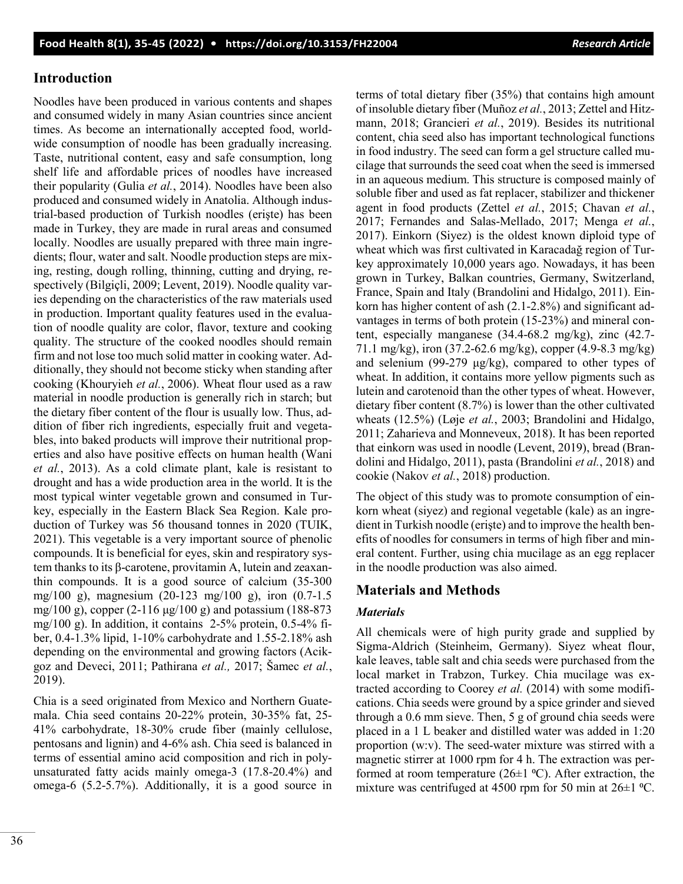## Introduction

Noodles have been produced in various contents and shapes and consumed widely in many Asian countries since ancient times. As become an internationally accepted food, worldwide consumption of noodle has been gradually increasing. Taste, nutritional content, easy and safe consumption, long shelf life and affordable prices of noodles have increased their popularity (Gulia *et al.*, 2014). Noodles have been also produced and consumed widely in Anatolia. Although industrial-based production of Turkish noodles (erişte) has been made in Turkey, they are made in rural areas and consumed locally. Noodles are usually prepared with three main ingredients; flour, water and salt. Noodle production steps are mixing, resting, dough rolling, thinning, cutting and drying, respectively (Bilgiçli, 2009; Levent, 2019). Noodle quality varies depending on the characteristics of the raw materials used in production. Important quality features used in the evaluation of noodle quality are color, flavor, texture and cooking quality. The structure of the cooked noodles should remain firm and not lose too much solid matter in cooking water. Additionally, they should not become sticky when standing after cooking (Khouryieh *et al.*, 2006). Wheat flour used as a raw material in noodle production is generally rich in starch; but the dietary fiber content of the flour is usually low. Thus, addition of fiber rich ingredients, especially fruit and vegetables, into baked products will improve their nutritional properties and also have positive effects on human health (Wani *et al.*, 2013). As a cold climate plant, kale is resistant to drought and has a wide production area in the world. It is the most typical winter vegetable grown and consumed in Turkey, especially in the Eastern Black Sea Region. Kale production of Turkey was 56 thousand tonnes in 2020 (TUIK, 2021). This vegetable is a very important source of phenolic compounds. It is beneficial for eyes, skin and respiratory system thanks to its β-carotene, provitamin A, lutein and zeaxanthin compounds. It is a good source of calcium (35-300 mg/100 g), magnesium (20-123 mg/100 g), iron (0.7-1.5 mg/100 g), copper (2-116 µg/100 g) and potassium (188-873 mg/100 g). In addition, it contains 2-5% protein, 0.5-4% fiber, 0.4-1.3% lipid, 1-10% carbohydrate and 1.55-2.18% ash depending on the environmental and growing factors (Acikgoz and Deveci, 2011; Pathirana *et al.,* 2017; Šamec *et al.*, 2019).

Chia is a seed originated from Mexico and Northern Guatemala. Chia seed contains 20-22% protein, 30-35% fat, 25-41% carbohydrate, 18-30% crude fiber (mainly cellulose, pentosans and lignin) and 4-6% ash. Chia seed is balanced in terms of essential amino acid composition and rich in polyunsaturated fatty acids mainly omega-3 (17.8-20.4%) and omega-6 (5.2-5.7%). Additionally, it is a good source in terms of total dietary fiber (35%) that contains high amount of insoluble dietary fiber (Muñoz *et al.*, 2013; Zettel and Hitzmann, 2018; Grancieri *et al.*, 2019). Besides its nutritional content, chia seed also has important technological functions in food industry. The seed can form a gel structure called mucilage that surrounds the seed coat when the seed is immersed in an aqueous medium. This structure is composed mainly of soluble fiber and used as fat replacer, stabilizer and thickener agent in food products (Zettel *et al.*, 2015; Chavan *et al.*, 2017; Fernandes and Salas-Mellado, 2017; Menga *et al.*, 2017). Einkorn (Siyez) is the oldest known diploid type of wheat which was first cultivated in Karacadağ region of Turkey approximately 10,000 years ago. Nowadays, it has been grown in Turkey, Balkan countries, Germany, Switzerland, France, Spain and Italy (Brandolini and Hidalgo, 2011). Einkorn has higher content of ash (2.1-2.8%) and significant advantages in terms of both protein (15-23%) and mineral content, especially manganese (34.4-68.2 mg/kg), zinc (42.7-71.1 mg/kg), iron (37.2-62.6 mg/kg), copper (4.9-8.3 mg/kg) and selenium (99-279 µg/kg), compared to other types of wheat. In addition, it contains more yellow pigments such as lutein and carotenoid than the other types of wheat. However, dietary fiber content (8.7%) is lower than the other cultivated wheats (12.5%) (Løje *et al.*, 2003; Brandolini and Hidalgo, 2011; Zaharieva and Monneveux, 2018). It has been reported that einkorn was used in noodle (Levent, 2019), bread (Brandolini and Hidalgo, 2011), pasta (Brandolini *et al.*, 2018) and cookie (Nakov *et al.*, 2018) production.

The object of this study was to promote consumption of einkorn wheat (siyez) and regional vegetable (kale) as an ingredient in Turkish noodle (erişte) and to improve the health benefits of noodles for consumers in terms of high fiber and mineral content. Further, using chia mucilage as an egg replacer in the noodle production was also aimed.

## Materials and Methods

### *Materials*

All chemicals were of high purity grade and supplied by Sigma-Aldrich (Steinheim, Germany). Siyez wheat flour, kale leaves, table salt and chia seeds were purchased from the local market in Trabzon, Turkey. Chia mucilage was extracted according to Coorey *et al.* (2014) with some modifications. Chia seeds were ground by a spice grinder and sieved through a 0.6 mm sieve. Then, 5 g of ground chia seeds were placed in a 1 L beaker and distilled water was added in 1:20 proportion (w:v). The seed-water mixture was stirred with a magnetic stirrer at 1000 rpm for 4 h. The extraction was performed at room temperature (26±1 ºC). After extraction, the mixture was centrifuged at 4500 rpm for 50 min at 26±1 ºC.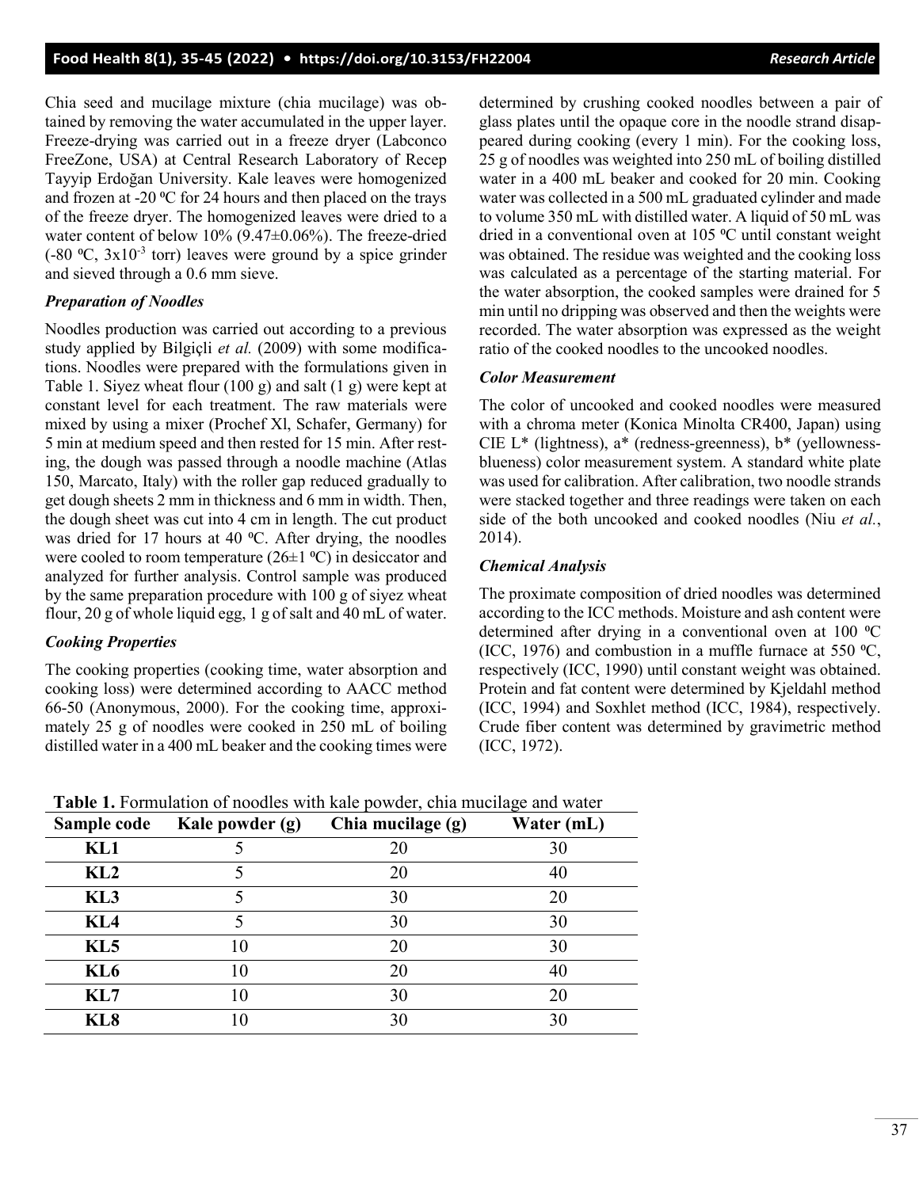Chia seed and mucilage mixture (chia mucilage) was obtained by removing the water accumulated in the upper layer. Freeze-drying was carried out in a freeze dryer (Labconco FreeZone, USA) at Central Research Laboratory of Recep Tayyip Erdoğan University. Kale leaves were homogenized and frozen at -20 ºC for 24 hours and then placed on the trays of the freeze dryer. The homogenized leaves were dried to a water content of below 10% (9.47±0.06%). The freeze-dried (-80 ºC, $3x10^{-3}$ torr) leaves were ground by a spice grinder and sieved through a 0.6 mm sieve.

### *Preparation of Noodles*

Noodles production was carried out according to a previous study applied by Bilgiçli *et al.* (2009) with some modifications. Noodles were prepared with the formulations given in Table 1. Siyez wheat flour (100 g) and salt (1 g) were kept at constant level for each treatment. The raw materials were mixed by using a mixer (Prochef Xl, Schafer, Germany) for 5 min at medium speed and then rested for 15 min. After resting, the dough was passed through a noodle machine (Atlas 150, Marcato, Italy) with the roller gap reduced gradually to get dough sheets 2 mm in thickness and 6 mm in width. Then, the dough sheet was cut into 4 cm in length. The cut product was dried for 17 hours at 40 ºC. After drying, the noodles were cooled to room temperature (26±1 ºC) in desiccator and analyzed for further analysis. Control sample was produced by the same preparation procedure with 100 g of siyez wheat flour, 20 g of whole liquid egg, 1 g of salt and 40 mL of water.

### *Cooking Properties*

The cooking properties (cooking time, water absorption and cooking loss) were determined according to AACC method 66-50 (Anonymous, 2000). For the cooking time, approximately 25 g of noodles were cooked in 250 mL of boiling distilled water in a 400 mL beaker and the cooking times were determined by crushing cooked noodles between a pair of glass plates until the opaque core in the noodle strand disappeared during cooking (every 1 min). For the cooking loss, 25 g of noodles was weighted into 250 mL of boiling distilled water in a 400 mL beaker and cooked for 20 min. Cooking water was collected in a 500 mL graduated cylinder and made to volume 350 mL with distilled water. A liquid of 50 mL was dried in a conventional oven at 105 ºC until constant weight was obtained. The residue was weighted and the cooking loss was calculated as a percentage of the starting material. For the water absorption, the cooked samples were drained for 5 min until no dripping was observed and then the weights were recorded. The water absorption was expressed as the weight ratio of the cooked noodles to the uncooked noodles.

### *Color Measurement*

The color of uncooked and cooked noodles were measured with a chroma meter (Konica Minolta CR400, Japan) using CIE L* (lightness), a* (redness-greenness), b* (yellowness-blueness) color measurement system. A standard white plate was used for calibration. After calibration, two noodle strands were stacked together and three readings were taken on each side of the both uncooked and cooked noodles (Niu *et al.*, 2014).

### *Chemical Analysis*

The proximate composition of dried noodles was determined according to the ICC methods. Moisture and ash content were determined after drying in a conventional oven at 100 ºC (ICC, 1976) and combustion in a muffle furnace at 550 ºC, respectively (ICC, 1990) until constant weight was obtained. Protein and fat content were determined by Kjeldahl method (ICC, 1994) and Soxhlet method (ICC, 1984), respectively. Crude fiber content was determined by gravimetric method (ICC, 1972).

**Table 1.** Formulation of noodles with kale powder, chia mucilage and water

| Sample code | Kale powder (g) | Chia mucilage (g) | Water (mL) |
|---|---|---|---|
| KL1 | 5 | 20 | 30 |
| KL2 | 5 | 20 | 40 |
| KL3 | 5 | 30 | 20 |
| KL4 | 5 | 30 | 30 |
| KL5 | 10 | 20 | 30 |
| KL6 | 10 | 20 | 40 |
| KL7 | 10 | 30 | 20 |
| KL8 | 10 | 30 | 30 |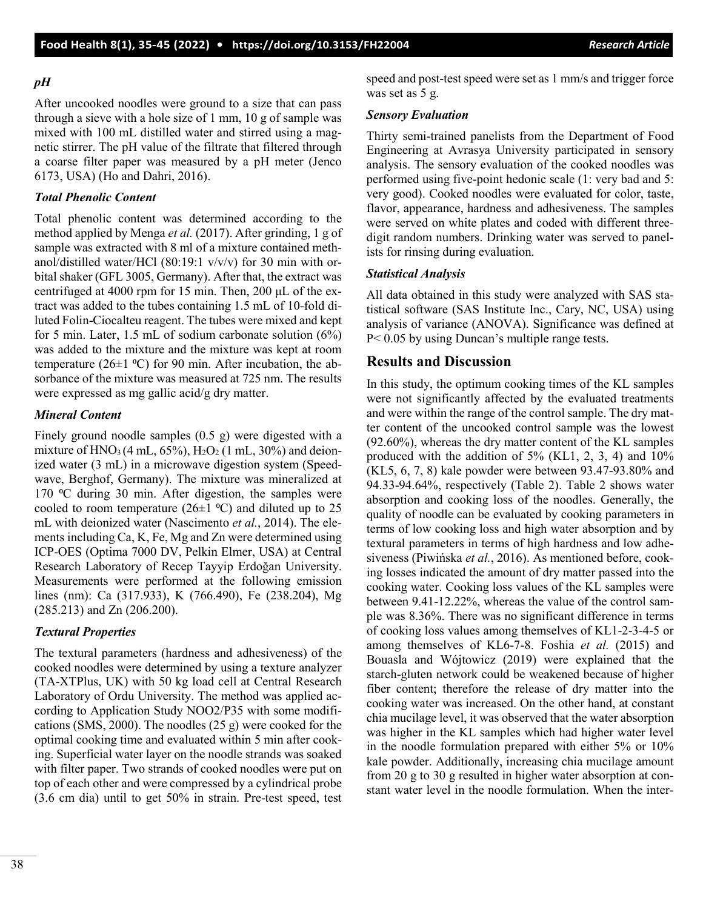### *pH*

After uncooked noodles were ground to a size that can pass through a sieve with a hole size of 1 mm, 10 g of sample was mixed with 100 mL distilled water and stirred using a magnetic stirrer. The pH value of the filtrate that filtered through a coarse filter paper was measured by a pH meter (Jenco 6173, USA) (Ho and Dahri, 2016).

### *Total Phenolic Content*

Total phenolic content was determined according to the method applied by Menga *et al.* (2017). After grinding, 1 g of sample was extracted with 8 ml of a mixture contained methanol/distilled water/HCl (80:19:1 v/v/v) for 30 min with orbital shaker (GFL 3005, Germany). After that, the extract was centrifuged at 4000 rpm for 15 min. Then, 200 μL of the extract was added to the tubes containing 1.5 mL of 10-fold diluted Folin-Ciocalteu reagent. The tubes were mixed and kept for 5 min. Later, 1.5 mL of sodium carbonate solution (6%) was added to the mixture and the mixture was kept at room temperature (26±1 ºC) for 90 min. After incubation, the absorbance of the mixture was measured at 725 nm. The results were expressed as mg gallic acid/g dry matter.

### *Mineral Content*

Finely ground noodle samples (0.5 g) were digested with a mixture of $HNO_3$ (4 mL, 65%), $H_2O_2$ (1 mL, 30%) and deionized water (3 mL) in a microwave digestion system (Speedwave, Berghof, Germany). The mixture was mineralized at 170 ºC during 30 min. After digestion, the samples were cooled to room temperature (26±1 ºC) and diluted up to 25 mL with deionized water (Nascimento *et al.*, 2014). The elements including Ca, K, Fe, Mg and Zn were determined using ICP-OES (Optima 7000 DV, Pelkin Elmer, USA) at Central Research Laboratory of Recep Tayyip Erdoğan University. Measurements were performed at the following emission lines (nm): Ca (317.933), K (766.490), Fe (238.204), Mg (285.213) and Zn (206.200).

### *Textural Properties*

The textural parameters (hardness and adhesiveness) of the cooked noodles were determined by using a texture analyzer (TA-XTPlus, UK) with 50 kg load cell at Central Research Laboratory of Ordu University. The method was applied according to Application Study NOO2/P35 with some modifications (SMS, 2000). The noodles (25 g) were cooked for the optimal cooking time and evaluated within 5 min after cooking. Superficial water layer on the noodle strands was soaked with filter paper. Two strands of cooked noodles were put on top of each other and were compressed by a cylindrical probe (3.6 cm dia) until to get 50% in strain. Pre-test speed, test speed and post-test speed were set as 1 mm/s and trigger force was set as 5 g.

### *Sensory Evaluation*

Thirty semi-trained panelists from the Department of Food Engineering at Avrasya University participated in sensory analysis. The sensory evaluation of the cooked noodles was performed using five-point hedonic scale (1: very bad and 5: very good). Cooked noodles were evaluated for color, taste, flavor, appearance, hardness and adhesiveness. The samples were served on white plates and coded with different three-digit random numbers. Drinking water was served to panelists for rinsing during evaluation.

### *Statistical Analysis*

All data obtained in this study were analyzed with SAS statistical software (SAS Institute Inc., Cary, NC, USA) using analysis of variance (ANOVA). Significance was defined at $P < 0.05$ by using Duncan's multiple range tests.

## Results and Discussion

In this study, the optimum cooking times of the KL samples were not significantly affected by the evaluated treatments and were within the range of the control sample. The dry matter content of the uncooked control sample was the lowest (92.60%), whereas the dry matter content of the KL samples produced with the addition of 5% (KL1, 2, 3, 4) and 10% (KL5, 6, 7, 8) kale powder were between 93.47-93.80% and 94.33-94.64%, respectively (Table 2). Table 2 shows water absorption and cooking loss of the noodles. Generally, the quality of noodle can be evaluated by cooking parameters in terms of low cooking loss and high water absorption and by textural parameters in terms of high hardness and low adhesiveness (Piwińska *et al.*, 2016). As mentioned before, cooking losses indicated the amount of dry matter passed into the cooking water. Cooking loss values of the KL samples were between 9.41-12.22%, whereas the value of the control sample was 8.36%. There was no significant difference in terms of cooking loss values among themselves of KL1-2-3-4-5 or among themselves of KL6-7-8. Foshia *et al.* (2015) and Bouasla and Wójtowicz (2019) were explained that the starch-gluten network could be weakened because of higher fiber content; therefore the release of dry matter into the cooking water was increased. On the other hand, at constant chia mucilage level, it was observed that the water absorption was higher in the KL samples which had higher water level in the noodle formulation prepared with either 5% or 10% kale powder. Additionally, increasing chia mucilage amount from 20 g to 30 g resulted in higher water absorption at constant water level in the noodle formulation. When the inter-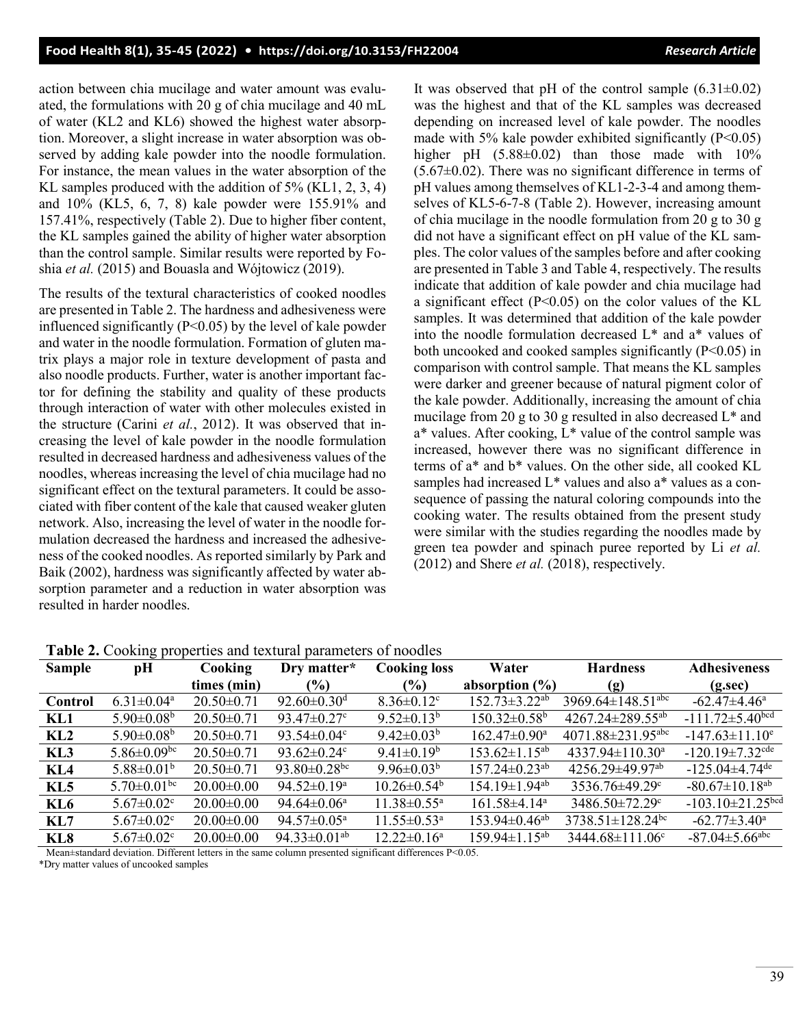action between chia mucilage and water amount was evaluated, the formulations with 20 g of chia mucilage and 40 mL of water (KL2 and KL6) showed the highest water absorption. Moreover, a slight increase in water absorption was observed by adding kale powder into the noodle formulation. For instance, the mean values in the water absorption of the KL samples produced with the addition of 5% (KL1, 2, 3, 4) and 10% (KL5, 6, 7, 8) kale powder were 155.91% and 157.41%, respectively (Table 2). Due to higher fiber content, the KL samples gained the ability of higher water absorption than the control sample. Similar results were reported by Foshia *et al.* (2015) and Bouasla and Wójtowicz (2019).

The results of the textural characteristics of cooked noodles are presented in Table 2. The hardness and adhesiveness were influenced significantly ($P<0.05$) by the level of kale powder and water in the noodle formulation. Formation of gluten matrix plays a major role in texture development of pasta and also noodle products. Further, water is another important factor for defining the stability and quality of these products through interaction of water with other molecules existed in the structure (Carini *et al.*, 2012). It was observed that increasing the level of kale powder in the noodle formulation resulted in decreased hardness and adhesiveness values of the noodles, whereas increasing the level of chia mucilage had no significant effect on the textural parameters. It could be associated with fiber content of the kale that caused weaker gluten network. Also, increasing the level of water in the noodle formulation decreased the hardness and increased the adhesiveness of the cooked noodles. As reported similarly by Park and Baik (2002), hardness was significantly affected by water absorption parameter and a reduction in water absorption was resulted in harder noodles.

It was observed that pH of the control sample (6.31±0.02) was the highest and that of the KL samples was decreased depending on increased level of kale powder. The noodles made with 5% kale powder exhibited significantly ($P<0.05$) higher pH (5.88±0.02) than those made with 10% (5.67±0.02). There was no significant difference in terms of pH values among themselves of KL1-2-3-4 and among themselves of KL5-6-7-8 (Table 2). However, increasing amount of chia mucilage in the noodle formulation from 20 g to 30 g did not have a significant effect on pH value of the KL samples. The color values of the samples before and after cooking are presented in Table 3 and Table 4, respectively. The results indicate that addition of kale powder and chia mucilage had a significant effect ($P<0.05$) on the color values of the KL samples. It was determined that addition of the kale powder into the noodle formulation decreased L* and a* values of both uncooked and cooked samples significantly ($P<0.05$) in comparison with control sample. That means the KL samples were darker and greener because of natural pigment color of the kale powder. Additionally, increasing the amount of chia mucilage from 20 g to 30 g resulted in also decreased L* and a* values. After cooking, L* value of the control sample was increased, however there was no significant difference in terms of a* and b* values. On the other side, all cooked KL samples had increased L* values and also a* values as a consequence of passing the natural coloring compounds into the cooking water. The results obtained from the present study were similar with the studies regarding the noodles made by green tea powder and spinach puree reported by Li *et al.* (2012) and Shere *et al.* (2018), respectively.

**Table 2.** Cooking properties and textural parameters of noodles

| Sample | pH | Cooking times (min) | Dry matter* (%) | Cooking loss (%) | Water absorption (%) | Hardness (g) | Adhesiveness (g.sec) |
|---|---|---|---|---|---|---|---|
| **Control** | 6.31±0.04[a] | 20.50±0.71 | 92.60±0.30[d] | 8.36±0.12[c] | 152.73±3.22[ab] | 3969.64±148.51[abc] | -62.47±4.46[a] |
| **KL1** | 5.90±0.08[b] | 20.50±0.71 | 93.47±0.27[c] | 9.52±0.13[b] | 150.32±0.58[b] | 4267.24±289.55[ab] | -111.72±5.40[bcd] |
| **KL2** | 5.90±0.08[b] | 20.50±0.71 | 93.54±0.04[c] | 9.42±0.03[b] | 162.47±0.90[a] | 4071.88±231.95[abc] | -147.63±11.10[e] |
| **KL3** | 5.86±0.09[bc] | 20.50±0.71 | 93.62±0.24[c] | 9.41±0.19[b] | 153.62±1.15[ab] | 4337.94±110.30[a] | -120.19±7.32[cde] |
| **KL4** | 5.88±0.01[b] | 20.50±0.71 | 93.80±0.28[bc] | 9.96±0.03[b] | 157.24±0.23[ab] | 4256.29±49.97[ab] | -125.04±4.74[de] |
| **KL5** | 5.70±0.01[bc] | 20.00±0.00 | 94.52±0.19[a] | 10.26±0.54[b] | 154.19±1.94[ab] | 3536.76±49.29[c] | -80.67±10.18[ab] |
| **KL6** | 5.67±0.02[c] | 20.00±0.00 | 94.64±0.06[a] | 11.38±0.55[a] | 161.58±4.14[a] | 3486.50±72.29[c] | -103.10±21.25[bcd] |
| **KL7** | 5.67±0.02[c] | 20.00±0.00 | 94.57±0.05[a] | 11.55±0.53[a] | 153.94±0.46[ab] | 3738.51±128.24[bc] | -62.77±3.40[a] |
| **KL8** | 5.67±0.02[c] | 20.00±0.00 | 94.33±0.01[ab] | 12.22±0.16[a] | 159.94±1.15[ab] | 3444.68±111.06[c] | -87.04±5.66[abc] |

Mean±standard deviation. Different letters in the same column presented significant differences $P<0.05$.
*Dry matter values of uncooked samples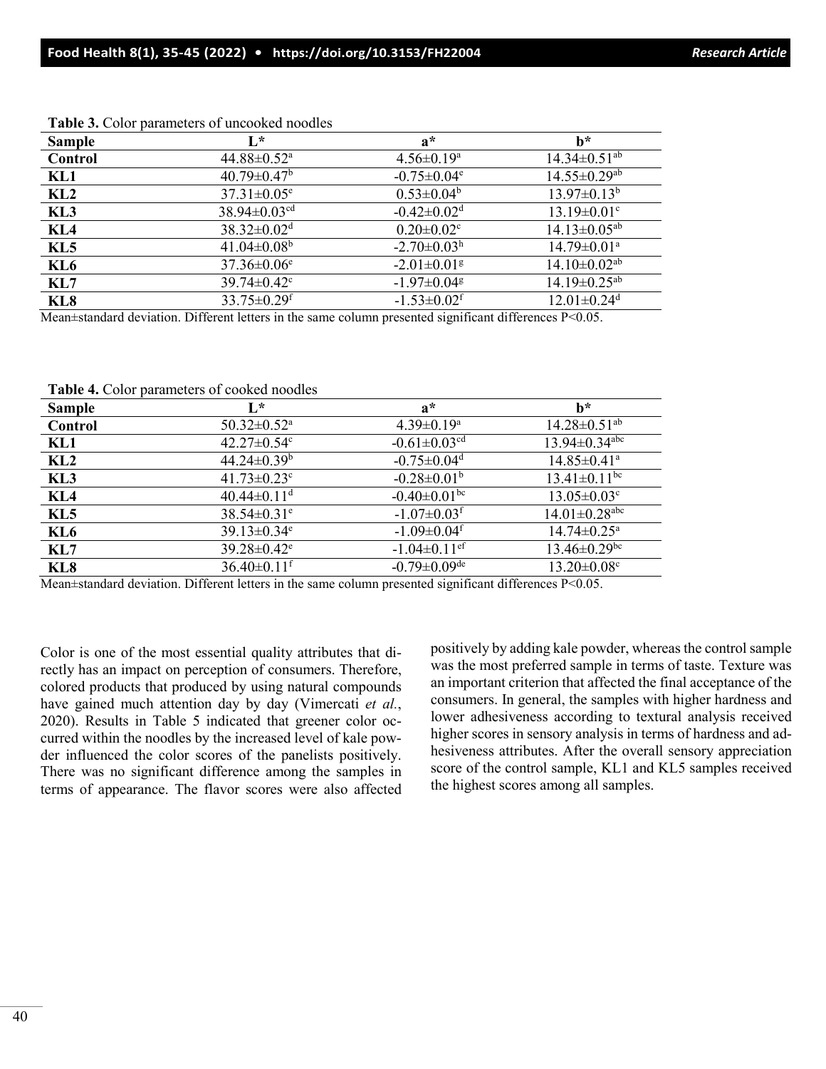**Table 3.** Color parameters of uncooked noodles

| Sample | L* | a* | b* |
|---|---|---|---|
| **Control** | 44.88±0.52[a] | 4.56±0.19[a] | 14.34±0.51[ab] |
| **KL1** | 40.79±0.47[b] | -0.75±0.04[e] | 14.55±0.29[ab] |
| **KL2** | 37.31±0.05[e] | 0.53±0.04[b] | 13.97±0.13[b] |
| **KL3** | 38.94±0.03[cd] | -0.42±0.02[d] | 13.19±0.01[c] |
| **KL4** | 38.32±0.02[d] | 0.20±0.02[c] | 14.13±0.05[ab] |
| **KL5** | 41.04±0.08[b] | -2.70±0.03[h] | 14.79±0.01[a] |
| **KL6** | 37.36±0.06[e] | -2.01±0.01[g] | 14.10±0.02[ab] |
| **KL7** | 39.74±0.42[c] | -1.97±0.04[g] | 14.19±0.25[ab] |
| **KL8** | 33.75±0.29[f] | -1.53±0.02[f] | 12.01±0.24[d] |

Mean±standard deviation. Different letters in the same column presented significant differences P<0.05.

**Table 4.** Color parameters of cooked noodles

| Sample | L* | a* | b* |
|---|---|---|---|
| **Control** | 50.32±0.52[a] | 4.39±0.19[a] | 14.28±0.51[ab] |
| **KL1** | 42.27±0.54[c] | -0.61±0.03[cd] | 13.94±0.34[abc] |
| **KL2** | 44.24±0.39[b] | -0.75±0.04[d] | 14.85±0.41[a] |
| **KL3** | 41.73±0.23[c] | -0.28±0.01[b] | 13.41±0.11[bc] |
| **KL4** | 40.44±0.11[d] | -0.40±0.01[bc] | 13.05±0.03[c] |
| **KL5** | 38.54±0.31[e] | -1.07±0.03[f] | 14.01±0.28[abc] |
| **KL6** | 39.13±0.34[e] | -1.09±0.04[f] | 14.74±0.25[a] |
| **KL7** | 39.28±0.42[e] | -1.04±0.11[ef] | 13.46±0.29[bc] |
| **KL8** | 36.40±0.11[f] | -0.79±0.09[de] | 13.20±0.08[c] |

Mean±standard deviation. Different letters in the same column presented significant differences P<0.05.

Color is one of the most essential quality attributes that directly has an impact on perception of consumers. Therefore, colored products that produced by using natural compounds have gained much attention day by day (Vimercati *et al.*, 2020). Results in Table 5 indicated that greener color occurred within the noodles by the increased level of kale powder influenced the color scores of the panelists positively. There was no significant difference among the samples in terms of appearance. The flavor scores were also affected positively by adding kale powder, whereas the control sample was the most preferred sample in terms of taste. Texture was an important criterion that affected the final acceptance of the consumers. In general, the samples with higher hardness and lower adhesiveness according to textural analysis received higher scores in sensory analysis in terms of hardness and adhesiveness attributes. After the overall sensory appreciation score of the control sample, KL1 and KL5 samples received the highest scores among all samples.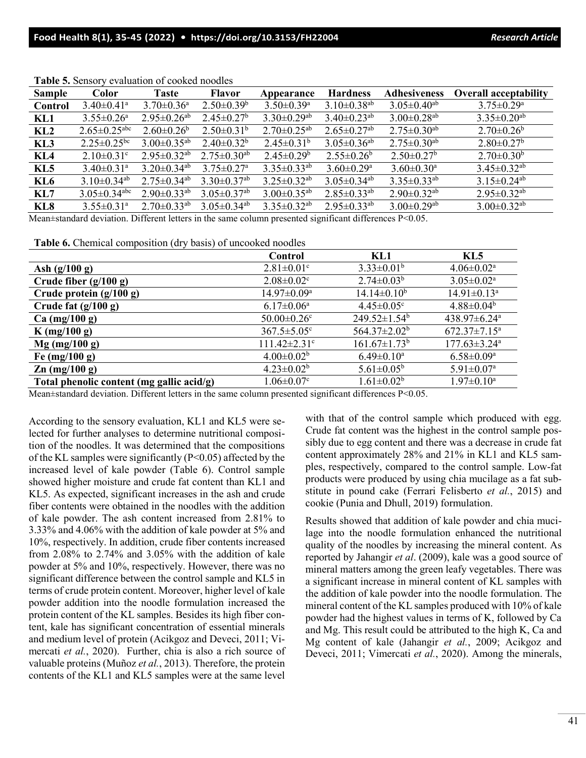**Table 5.** Sensory evaluation of cooked noodles

| Sample | Color | Taste | Flavor | Appearance | Hardness | Adhesiveness | Overall acceptability |
|---|---|---|---|---|---|---|---|
| **Control** | 3.40±0.41[a] | 3.70±0.36[a] | 2.50±0.39[b] | 3.50±0.39[a] | 3.10±0.38[ab] | 3.05±0.40[ab] | 3.75±0.29[a] |
| **KL1** | 3.55±0.26[a] | 2.95±0.26[ab] | 2.45±0.27[b] | 3.30±0.29[ab] | 3.40±0.23[ab] | 3.00±0.28[ab] | 3.35±0.20[ab] |
| **KL2** | 2.65±0.25[abc] | 2.60±0.26[b] | 2.50±0.31[b] | 2.70±0.25[ab] | 2.65±0.27[ab] | 2.75±0.30[ab] | 2.70±0.26[b] |
| **KL3** | 2.25±0.25[bc] | 3.00±0.35[ab] | 2.40±0.32[b] | 2.45±0.31[b] | 3.05±0.36[ab] | 2.75±0.30[ab] | 2.80±0.27[b] |
| **KL4** | 2.10±0.31[c] | 2.95±0.32[ab] | 2.75±0.30[ab] | 2.45±0.29[b] | 2.55±0.26[b] | 2.50±0.27[b] | 2.70±0.30[b] |
| **KL5** | 3.40±0.31[a] | 3.20±0.34[ab] | 3.75±0.27[a] | 3.35±0.33[ab] | 3.60±0.29[a] | 3.60±0.30[a] | 3.45±0.32[ab] |
| **KL6** | 3.10±0.34[ab] | 2.75±0.34[ab] | 3.30±0.37[ab] | 3.25±0.32[ab] | 3.05±0.34[ab] | 3.35±0.33[ab] | 3.15±0.24[ab] |
| **KL7** | 3.05±0.34[abc] | 2.90±0.33[ab] | 3.05±0.37[ab] | 3.00±0.35[ab] | 2.85±0.33[ab] | 2.90±0.32[ab] | 2.95±0.32[ab] |
| **KL8** | 3.55±0.31[a] | 2.70±0.33[ab] | 3.05±0.34[ab] | 3.35±0.32[ab] | 2.95±0.33[ab] | 3.00±0.29[ab] | 3.00±0.32[ab] |

Mean±standard deviation. Different letters in the same column presented significant differences P<0.05.

**Table 6.** Chemical composition (dry basis) of uncooked noodles

| | Control | KL1 | KL5 |
|---|---|---|---|
| **Ash (g/100 g)** | 2.81±0.01[c] | 3.33±0.01[b] | 4.06±0.02[a] |
| **Crude fiber (g/100 g)** | 2.08±0.02[c] | 2.74±0.03[b] | 3.05±0.02[a] |
| **Crude protein (g/100 g)** | 14.97±0.09[a] | 14.14±0.10[b] | 14.91±0.13[a] |
| **Crude fat (g/100 g)** | 6.17±0.06[a] | 4.45±0.05[c] | 4.88±0.04[b] |
| **Ca (mg/100 g)** | 50.00±0.26[c] | 249.52±1.54[b] | 438.97±6.24[a] |
| **K (mg/100 g)** | 367.5±5.05[c] | 564.37±2.02[b] | 672.37±7.15[a] |
| **Mg (mg/100 g)** | 111.42±2.31[c] | 161.67±1.73[b] | 177.63±3.24[a] |
| **Fe (mg/100 g)** | 4.00±0.02[b] | 6.49±0.10[a] | 6.58±0.09[a] |
| **Zn (mg/100 g)** | 4.23±0.02[b] | 5.61±0.05[b] | 5.91±0.07[a] |
| **Total phenolic content (mg gallic acid/g)** | 1.06±0.07[c] | 1.61±0.02[b] | 1.97±0.10[a] |

Mean±standard deviation. Different letters in the same column presented significant differences P<0.05.

According to the sensory evaluation, KL1 and KL5 were selected for further analyses to determine nutritional composition of the noodles. It was determined that the compositions of the KL samples were significantly (P<0.05) affected by the increased level of kale powder (Table 6). Control sample showed higher moisture and crude fat content than KL1 and KL5. As expected, significant increases in the ash and crude fiber contents were obtained in the noodles with the addition of kale powder. The ash content increased from 2.81% to 3.33% and 4.06% with the addition of kale powder at 5% and 10%, respectively. In addition, crude fiber contents increased from 2.08% to 2.74% and 3.05% with the addition of kale powder at 5% and 10%, respectively. However, there was no significant difference between the control sample and KL5 in terms of crude protein content. Moreover, higher level of kale powder addition into the noodle formulation increased the protein content of the KL samples. Besides its high fiber content, kale has significant concentration of essential minerals and medium level of protein (Acikgoz and Deveci, 2011; Vimercati *et al.*, 2020). Further, chia is also a rich source of valuable proteins (Muñoz *et al.*, 2013). Therefore, the protein contents of the KL1 and KL5 samples were at the same level with that of the control sample which produced with egg. Crude fat content was the highest in the control sample possibly due to egg content and there was a decrease in crude fat content approximately 28% and 21% in KL1 and KL5 samples, respectively, compared to the control sample. Low-fat products were produced by using chia mucilage as a fat substitute in pound cake (Ferrari Felisberto *et al.*, 2015) and cookie (Punia and Dhull, 2019) formulation.

Results showed that addition of kale powder and chia mucilage into the noodle formulation enhanced the nutritional quality of the noodles by increasing the mineral content. As reported by Jahangir *et al*. (2009), kale was a good source of mineral matters among the green leafy vegetables. There was a significant increase in mineral content of KL samples with the addition of kale powder into the noodle formulation. The mineral content of the KL samples produced with 10% of kale powder had the highest values in terms of K, followed by Ca and Mg. This result could be attributed to the high K, Ca and Mg content of kale (Jahangir *et al.*, 2009; Acikgoz and Deveci, 2011; Vimercati *et al.*, 2020). Among the minerals,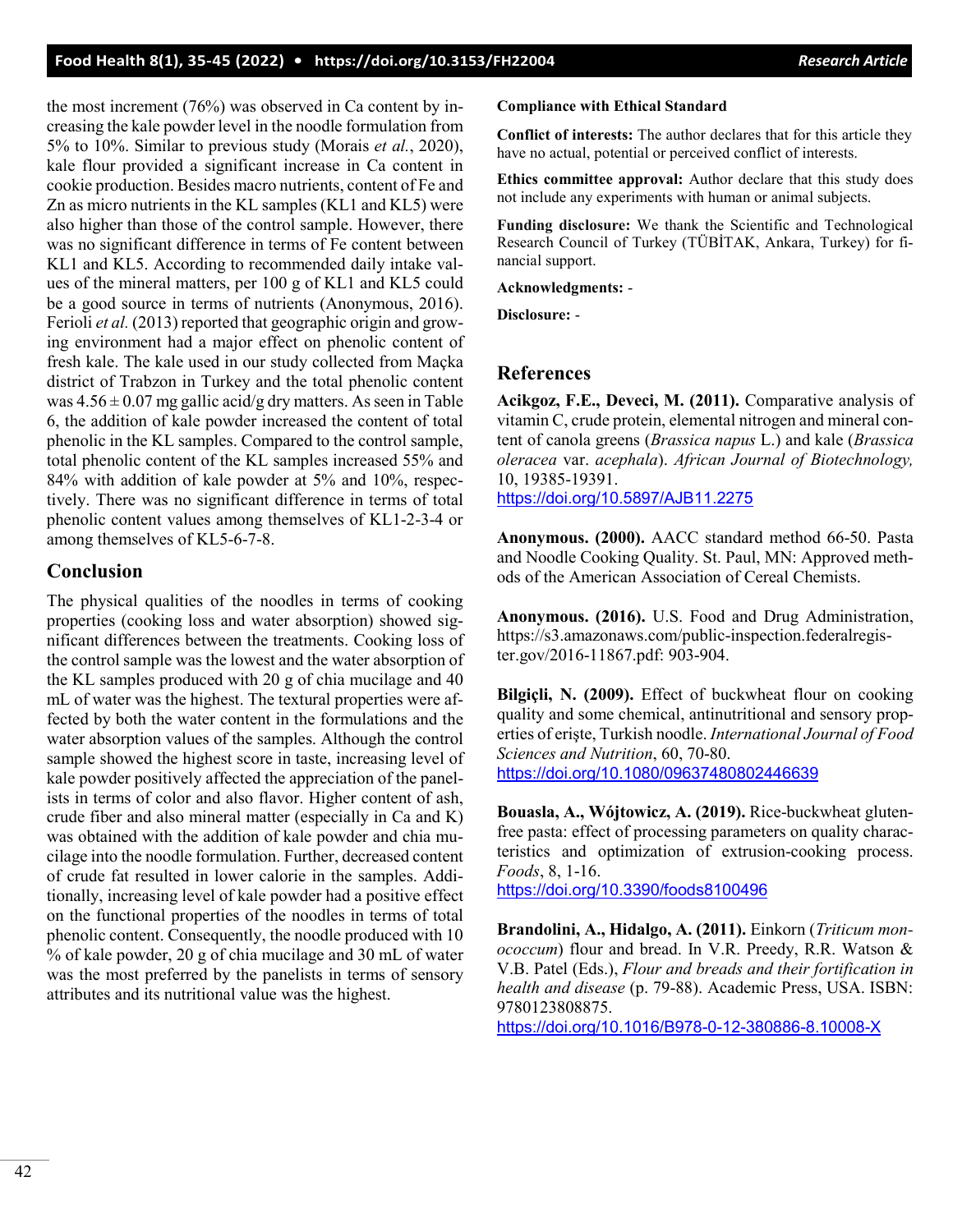the most increment (76%) was observed in Ca content by increasing the kale powder level in the noodle formulation from 5% to 10%. Similar to previous study (Morais *et al.*, 2020), kale flour provided a significant increase in Ca content in cookie production. Besides macro nutrients, content of Fe and Zn as micro nutrients in the KL samples (KL1 and KL5) were also higher than those of the control sample. However, there was no significant difference in terms of Fe content between KL1 and KL5. According to recommended daily intake values of the mineral matters, per 100 g of KL1 and KL5 could be a good source in terms of nutrients (Anonymous, 2016). Ferioli *et al.* (2013) reported that geographic origin and growing environment had a major effect on phenolic content of fresh kale. The kale used in our study collected from Maçka district of Trabzon in Turkey and the total phenolic content was $4.56 \pm 0.07$ mg gallic acid/g dry matters. As seen in Table 6, the addition of kale powder increased the content of total phenolic in the KL samples. Compared to the control sample, total phenolic content of the KL samples increased 55% and 84% with addition of kale powder at 5% and 10%, respectively. There was no significant difference in terms of total phenolic content values among themselves of KL1-2-3-4 or among themselves of KL5-6-7-8.

## Conclusion

The physical qualities of the noodles in terms of cooking properties (cooking loss and water absorption) showed significant differences between the treatments. Cooking loss of the control sample was the lowest and the water absorption of the KL samples produced with 20 g of chia mucilage and 40 mL of water was the highest. The textural properties were affected by both the water content in the formulations and the water absorption values of the samples. Although the control sample showed the highest score in taste, increasing level of kale powder positively affected the appreciation of the panelists in terms of color and also flavor. Higher content of ash, crude fiber and also mineral matter (especially in Ca and K) was obtained with the addition of kale powder and chia mucilage into the noodle formulation. Further, decreased content of crude fat resulted in lower calorie in the samples. Additionally, increasing level of kale powder had a positive effect on the functional properties of the noodles in terms of total phenolic content. Consequently, the noodle produced with 10 % of kale powder, 20 g of chia mucilage and 30 mL of water was the most preferred by the panelists in terms of sensory attributes and its nutritional value was the highest.

**Compliance with Ethical Standard**

**Conflict of interests:** The author declares that for this article they have no actual, potential or perceived conflict of interests.

**Ethics committee approval:** Author declare that this study does not include any experiments with human or animal subjects.

**Funding disclosure:** We thank the Scientific and Technological Research Council of Turkey (TÜBİTAK, Ankara, Turkey) for financial support.

**Acknowledgments:** -

**Disclosure:** -

## References

**Acikgoz, F.E., Deveci, M. (2011).** Comparative analysis of vitamin C, crude protein, elemental nitrogen and mineral content of canola greens (*Brassica napus* L.) and kale (*Brassica oleracea* var. *acephala*). *African Journal of Biotechnology,* 10, 19385-19391.
https://doi.org/10.5897/AJB11.2275

**Anonymous. (2000).** AACC standard method 66-50. Pasta and Noodle Cooking Quality. St. Paul, MN: Approved methods of the American Association of Cereal Chemists.

**Anonymous. (2016).** U.S. Food and Drug Administration, https://s3.amazonaws.com/public-inspection.federalregister.gov/2016-11867.pdf: 903-904.

**Bilgiçli, N. (2009).** Effect of buckwheat flour on cooking quality and some chemical, antinutritional and sensory properties of erişte, Turkish noodle. *International Journal of Food Sciences and Nutrition*, 60, 70-80.
https://doi.org/10.1080/09637480802446639

**Bouasla, A., Wójtowicz, A. (2019).** Rice-buckwheat gluten-free pasta: effect of processing parameters on quality characteristics and optimization of extrusion-cooking process. *Foods*, 8, 1-16.
https://doi.org/10.3390/foods8100496

**Brandolini, A., Hidalgo, A. (2011).** Einkorn (*Triticum monococcum*) flour and bread. In V.R. Preedy, R.R. Watson & V.B. Patel (Eds.), *Flour and breads and their fortification in health and disease* (p. 79-88). Academic Press, USA. ISBN: 9780123808875.
https://doi.org/10.1016/B978-0-12-380886-8.10008-X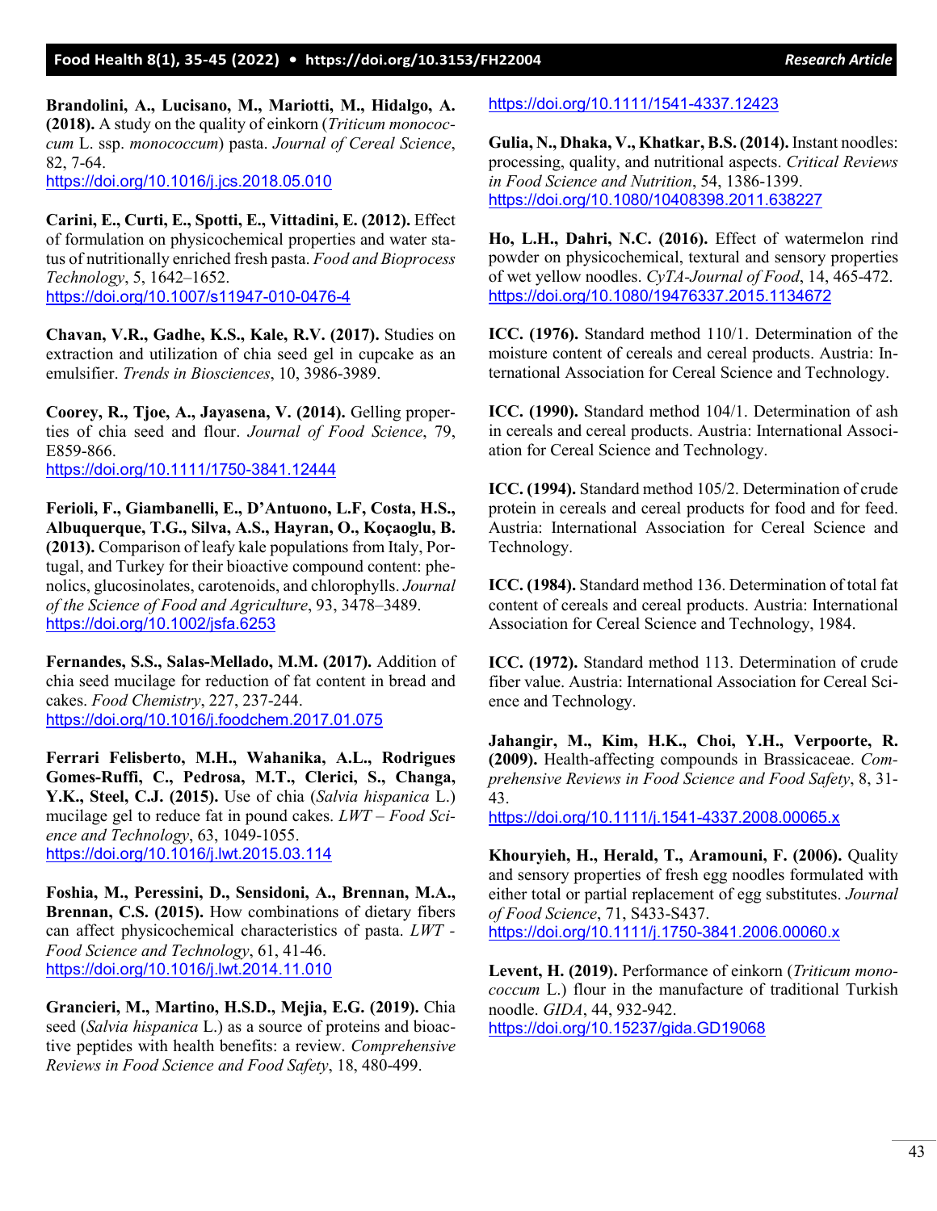**Brandolini, A., Lucisano, M., Mariotti, M., Hidalgo, A. (2018).** A study on the quality of einkorn (*Triticum monococcum* L. ssp. *monococcum*) pasta. *Journal of Cereal Science*, 82, 7-64.
https://doi.org/10.1016/j.jcs.2018.05.010

**Carini, E., Curti, E., Spotti, E., Vittadini, E. (2012).** Effect of formulation on physicochemical properties and water status of nutritionally enriched fresh pasta. *Food and Bioprocess Technology*, 5, 1642–1652.
https://doi.org/10.1007/s11947-010-0476-4

**Chavan, V.R., Gadhe, K.S., Kale, R.V. (2017).** Studies on extraction and utilization of chia seed gel in cupcake as an emulsifier. *Trends in Biosciences*, 10, 3986-3989.

**Coorey, R., Tjoe, A., Jayasena, V. (2014).** Gelling properties of chia seed and flour. *Journal of Food Science*, 79, E859-866.
https://doi.org/10.1111/1750-3841.12444

**Ferioli, F., Giambanelli, E., D'Antuono, L.F, Costa, H.S., Albuquerque, T.G., Silva, A.S., Hayran, O., Koçaoglu, B. (2013).** Comparison of leafy kale populations from Italy, Portugal, and Turkey for their bioactive compound content: phenolics, glucosinolates, carotenoids, and chlorophylls. *Journal of the Science of Food and Agriculture*, 93, 3478–3489.
https://doi.org/10.1002/jsfa.6253

**Fernandes, S.S., Salas-Mellado, M.M. (2017).** Addition of chia seed mucilage for reduction of fat content in bread and cakes. *Food Chemistry*, 227, 237-244.
https://doi.org/10.1016/j.foodchem.2017.01.075

**Ferrari Felisberto, M.H., Wahanika, A.L., Rodrigues Gomes-Ruffi, C., Pedrosa, M.T., Clerici, S., Changa, Y.K., Steel, C.J. (2015).** Use of chia (*Salvia hispanica* L.) mucilage gel to reduce fat in pound cakes. *LWT – Food Science and Technology*, 63, 1049-1055.
https://doi.org/10.1016/j.lwt.2015.03.114

**Foshia, M., Peressini, D., Sensidoni, A., Brennan, M.A., Brennan, C.S. (2015).** How combinations of dietary fibers can affect physicochemical characteristics of pasta. *LWT - Food Science and Technology*, 61, 41-46.
https://doi.org/10.1016/j.lwt.2014.11.010

**Grancieri, M., Martino, H.S.D., Mejia, E.G. (2019).** Chia seed (*Salvia hispanica* L.) as a source of proteins and bioactive peptides with health benefits: a review. *Comprehensive Reviews in Food Science and Food Safety*, 18, 480-499.
https://doi.org/10.1111/1541-4337.12423

**Gulia, N., Dhaka, V., Khatkar, B.S. (2014).** Instant noodles: processing, quality, and nutritional aspects. *Critical Reviews in Food Science and Nutrition*, 54, 1386-1399.
https://doi.org/10.1080/10408398.2011.638227

**Ho, L.H., Dahri, N.C. (2016).** Effect of watermelon rind powder on physicochemical, textural and sensory properties of wet yellow noodles. *CyTA-Journal of Food*, 14, 465-472.
https://doi.org/10.1080/19476337.2015.1134672

**ICC. (1976).** Standard method 110/1. Determination of the moisture content of cereals and cereal products. Austria: International Association for Cereal Science and Technology.

**ICC. (1990).** Standard method 104/1. Determination of ash in cereals and cereal products. Austria: International Association for Cereal Science and Technology.

**ICC. (1994).** Standard method 105/2. Determination of crude protein in cereals and cereal products for food and for feed. Austria: International Association for Cereal Science and Technology.

**ICC. (1984).** Standard method 136. Determination of total fat content of cereals and cereal products. Austria: International Association for Cereal Science and Technology, 1984.

**ICC. (1972).** Standard method 113. Determination of crude fiber value. Austria: International Association for Cereal Science and Technology.

**Jahangir, M., Kim, H.K., Choi, Y.H., Verpoorte, R. (2009).** Health-affecting compounds in Brassicaceae. *Comprehensive Reviews in Food Science and Food Safety*, 8, 31-43.
https://doi.org/10.1111/j.1541-4337.2008.00065.x

**Khouryieh, H., Herald, T., Aramouni, F. (2006).** Quality and sensory properties of fresh egg noodles formulated with either total or partial replacement of egg substitutes. *Journal of Food Science*, 71, S433-S437.
https://doi.org/10.1111/j.1750-3841.2006.00060.x

**Levent, H. (2019).** Performance of einkorn (*Triticum monococcum* L.) flour in the manufacture of traditional Turkish noodle. *GIDA*, 44, 932-942.
https://doi.org/10.15237/gida.GD19068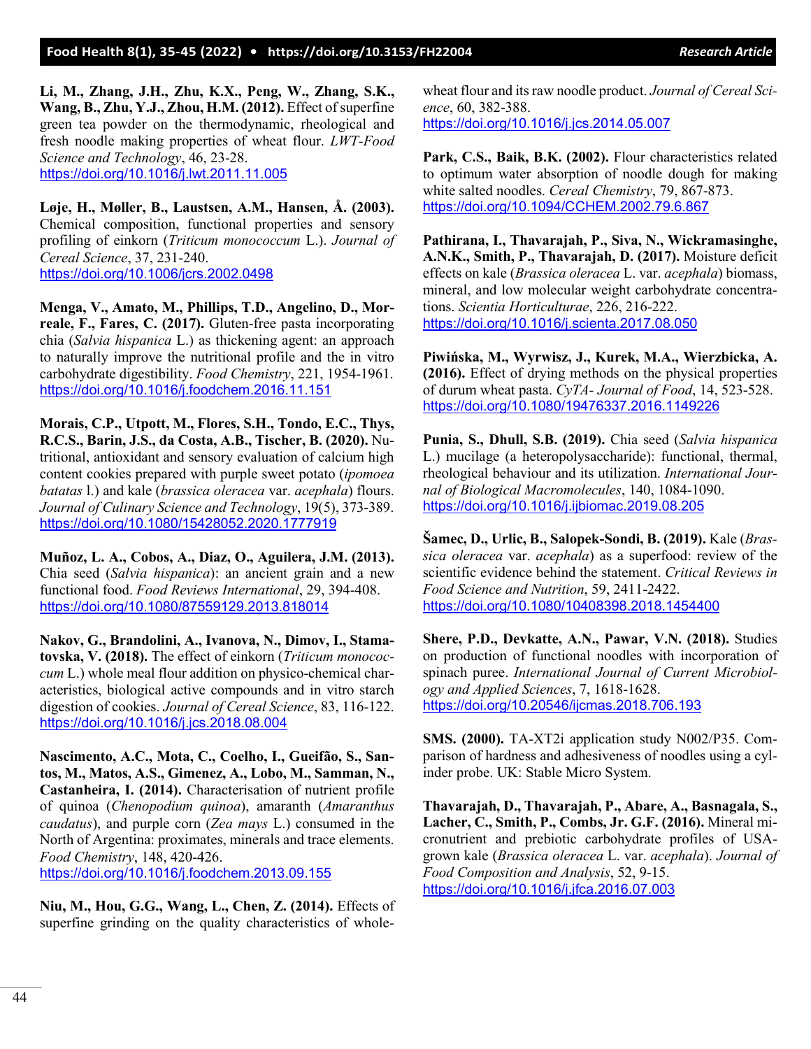**Li, M., Zhang, J.H., Zhu, K.X., Peng, W., Zhang, S.K., Wang, B., Zhu, Y.J., Zhou, H.M. (2012).** Effect of superfine green tea powder on the thermodynamic, rheological and fresh noodle making properties of wheat flour. *LWT-Food Science and Technology*, 46, 23-28.
https://doi.org/10.1016/j.lwt.2011.11.005

**Løje, H., Møller, B., Laustsen, A.M., Hansen, Å. (2003).** Chemical composition, functional properties and sensory profiling of einkorn (*Triticum monococcum* L.). *Journal of Cereal Science*, 37, 231-240.
https://doi.org/10.1006/jcrs.2002.0498

**Menga, V., Amato, M., Phillips, T.D., Angelino, D., Morreale, F., Fares, C. (2017).** Gluten-free pasta incorporating chia (*Salvia hispanica* L.) as thickening agent: an approach to naturally improve the nutritional profile and the in vitro carbohydrate digestibility. *Food Chemistry*, 221, 1954-1961.
https://doi.org/10.1016/j.foodchem.2016.11.151

**Morais, C.P., Utpott, M., Flores, S.H., Tondo, E.C., Thys, R.C.S., Barin, J.S., da Costa, A.B., Tischer, B. (2020).** Nutritional, antioxidant and sensory evaluation of calcium high content cookies prepared with purple sweet potato (*ipomoea batatas* l.) and kale (*brassica oleracea* var. *acephala*) flours. *Journal of Culinary Science and Technology*, 19(5), 373-389.
https://doi.org/10.1080/15428052.2020.1777919

**Muñoz, L. A., Cobos, A., Diaz, O., Aguilera, J.M. (2013).** Chia seed (*Salvia hispanica*): an ancient grain and a new functional food. *Food Reviews International*, 29, 394-408.
https://doi.org/10.1080/87559129.2013.818014

**Nakov, G., Brandolini, A., Ivanova, N., Dimov, I., Stamatovska, V. (2018).** The effect of einkorn (*Triticum monococcum* L.) whole meal flour addition on physico-chemical characteristics, biological active compounds and in vitro starch digestion of cookies. *Journal of Cereal Science*, 83, 116-122.
https://doi.org/10.1016/j.jcs.2018.08.004

**Nascimento, A.C., Mota, C., Coelho, I., Gueifão, S., Santos, M., Matos, A.S., Gimenez, A., Lobo, M., Samman, N., Castanheira, I. (2014).** Characterisation of nutrient profile of quinoa (*Chenopodium quinoa*), amaranth (*Amaranthus caudatus*), and purple corn (*Zea mays* L.) consumed in the North of Argentina: proximates, minerals and trace elements. *Food Chemistry*, 148, 420-426.
https://doi.org/10.1016/j.foodchem.2013.09.155

**Niu, M., Hou, G.G., Wang, L., Chen, Z. (2014).** Effects of superfine grinding on the quality characteristics of whole-wheat flour and its raw noodle product. *Journal of Cereal Science*, 60, 382-388.
https://doi.org/10.1016/j.jcs.2014.05.007

**Park, C.S., Baik, B.K. (2002).** Flour characteristics related to optimum water absorption of noodle dough for making white salted noodles. *Cereal Chemistry*, 79, 867-873.
https://doi.org/10.1094/CCHEM.2002.79.6.867

**Pathirana, I., Thavarajah, P., Siva, N., Wickramasinghe, A.N.K., Smith, P., Thavarajah, D. (2017).** Moisture deficit effects on kale (*Brassica oleracea* L. var. *acephala*) biomass, mineral, and low molecular weight carbohydrate concentrations. *Scientia Horticulturae*, 226, 216-222.
https://doi.org/10.1016/j.scienta.2017.08.050

**Piwińska, M., Wyrwisz, J., Kurek, M.A., Wierzbicka, A. (2016).** Effect of drying methods on the physical properties of durum wheat pasta. *CyTA- Journal of Food*, 14, 523-528.
https://doi.org/10.1080/19476337.2016.1149226

**Punia, S., Dhull, S.B. (2019).** Chia seed (*Salvia hispanica* L.) mucilage (a heteropolysaccharide): functional, thermal, rheological behaviour and its utilization. *International Journal of Biological Macromolecules*, 140, 1084-1090.
https://doi.org/10.1016/j.ijbiomac.2019.08.205

**Šamec, D., Urlic, B., Salopek-Sondi, B. (2019).** Kale (*Brassica oleracea* var. *acephala*) as a superfood: review of the scientific evidence behind the statement. *Critical Reviews in Food Science and Nutrition*, 59, 2411-2422.
https://doi.org/10.1080/10408398.2018.1454400

**Shere, P.D., Devkatte, A.N., Pawar, V.N. (2018).** Studies on production of functional noodles with incorporation of spinach puree. *International Journal of Current Microbiology and Applied Sciences*, 7, 1618-1628.
https://doi.org/10.20546/ijcmas.2018.706.193

**SMS. (2000).** TA-XT2i application study N002/P35. Comparison of hardness and adhesiveness of noodles using a cylinder probe. UK: Stable Micro System.

**Thavarajah, D., Thavarajah, P., Abare, A., Basnagala, S., Lacher, C., Smith, P., Combs, Jr. G.F. (2016).** Mineral micronutrient and prebiotic carbohydrate profiles of USA-grown kale (*Brassica oleracea* L. var. *acephala*). *Journal of Food Composition and Analysis*, 52, 9-15.
https://doi.org/10.1016/j.jfca.2016.07.003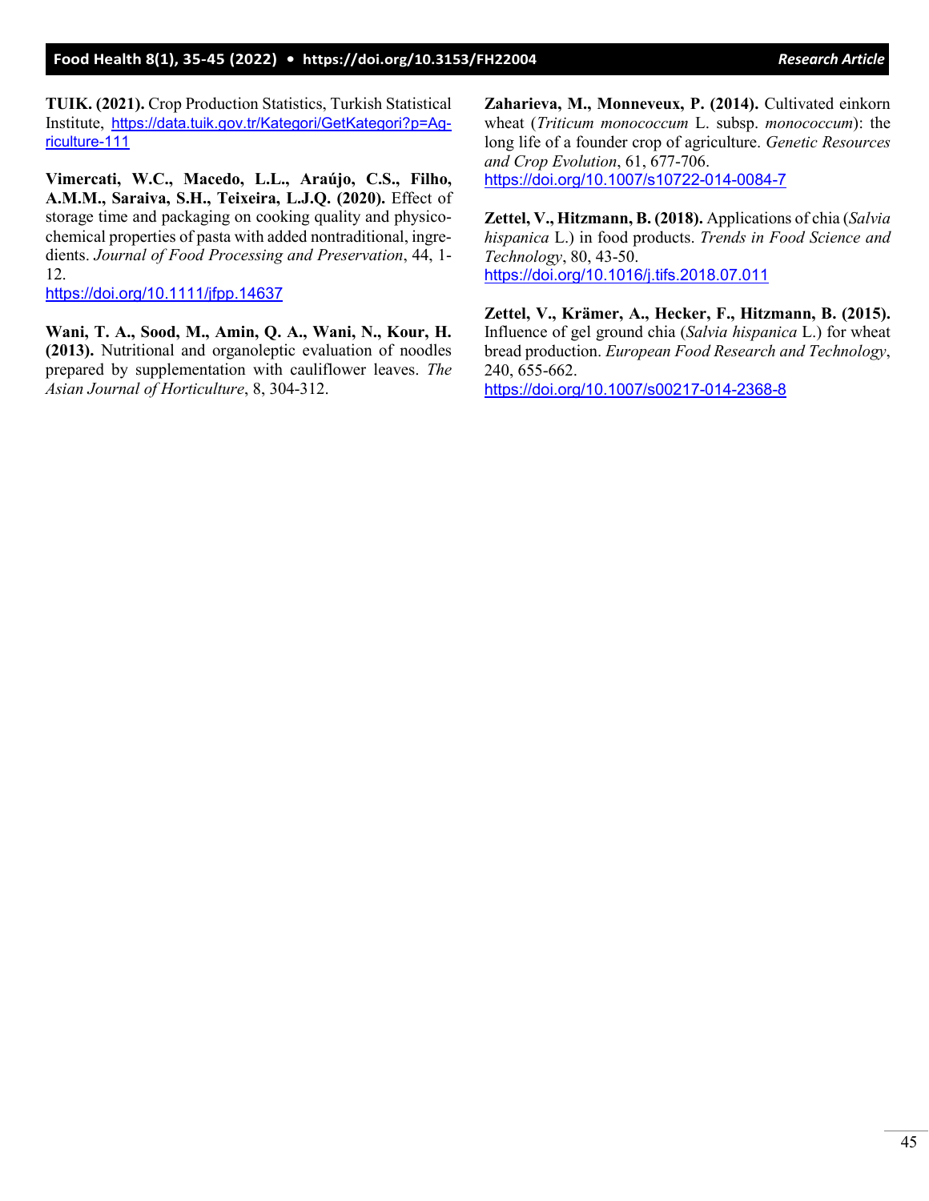**TUIK. (2021).** Crop Production Statistics, Turkish Statistical Institute, https://data.tuik.gov.tr/Kategori/GetKategori?p=Agriculture-111

**Vimercati, W.C., Macedo, L.L., Araújo, C.S., Filho, A.M.M., Saraiva, S.H., Teixeira, L.J.Q. (2020).** Effect of storage time and packaging on cooking quality and physicochemical properties of pasta with added nontraditional, ingredients. *Journal of Food Processing and Preservation*, 44, 1-12.
https://doi.org/10.1111/jfpp.14637

**Wani, T. A., Sood, M., Amin, Q. A., Wani, N., Kour, H. (2013).** Nutritional and organoleptic evaluation of noodles prepared by supplementation with cauliflower leaves. *The Asian Journal of Horticulture*, 8, 304-312.

**Zaharieva, M., Monneveux, P. (2014).** Cultivated einkorn wheat (*Triticum monococcum* L. subsp. *monococcum*): the long life of a founder crop of agriculture. *Genetic Resources and Crop Evolution*, 61, 677-706.
https://doi.org/10.1007/s10722-014-0084-7

**Zettel, V., Hitzmann, B. (2018).** Applications of chia (*Salvia hispanica* L.) in food products. *Trends in Food Science and Technology*, 80, 43-50.
https://doi.org/10.1016/j.tifs.2018.07.011

**Zettel, V., Krämer, A., Hecker, F., Hitzmann, B. (2015).** Influence of gel ground chia (*Salvia hispanica* L.) for wheat bread production. *European Food Research and Technology*, 240, 655-662.
https://doi.org/10.1007/s00217-014-2368-8